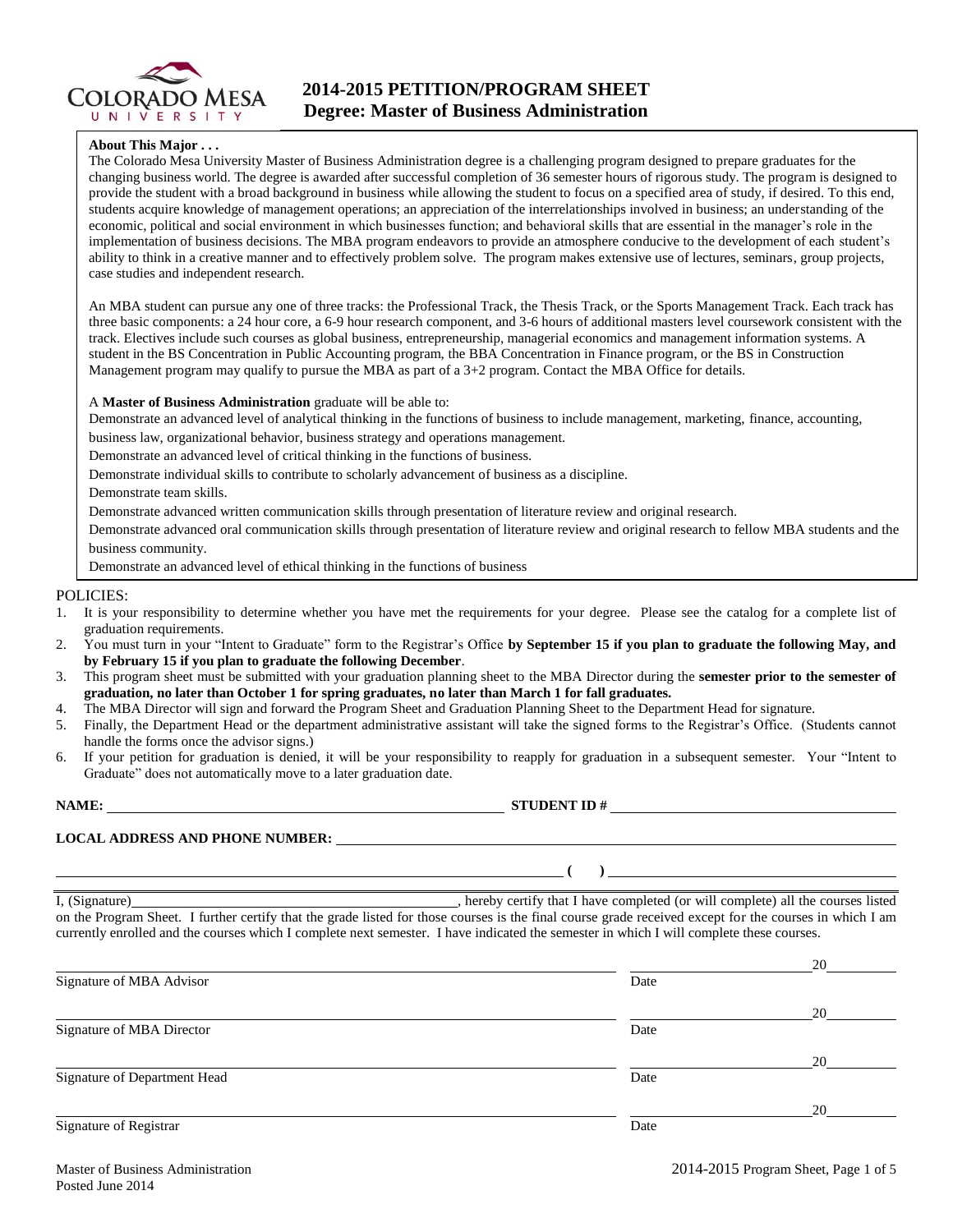# 2014-2015 PETITION/PROGRAM SHEET
## Degree: Master of Business Administration

**About This Major . . .**

The Colorado Mesa University Master of Business Administration degree is a challenging program designed to prepare graduates for the changing business world. The degree is awarded after successful completion of 36 semester hours of rigorous study. The program is designed to provide the student with a broad background in business while allowing the student to focus on a specified area of study, if desired. To this end, students acquire knowledge of management operations; an appreciation of the interrelationships involved in business; an understanding of the economic, political and social environment in which businesses function; and behavioral skills that are essential in the manager's role in the implementation of business decisions. The MBA program endeavors to provide an atmosphere conducive to the development of each student's ability to think in a creative manner and to effectively problem solve. The program makes extensive use of lectures, seminars, group projects, case studies and independent research.

An MBA student can pursue any one of three tracks: the Professional Track, the Thesis Track, or the Sports Management Track. Each track has three basic components: a 24 hour core, a 6-9 hour research component, and 3-6 hours of additional masters level coursework consistent with the track. Electives include such courses as global business, entrepreneurship, managerial economics and management information systems. A student in the BS Concentration in Public Accounting program, the BBA Concentration in Finance program, or the BS in Construction Management program may qualify to pursue the MBA as part of a 3+2 program. Contact the MBA Office for details.

A **Master of Business Administration** graduate will be able to:

Demonstrate an advanced level of analytical thinking in the functions of business to include management, marketing, finance, accounting, business law, organizational behavior, business strategy and operations management.

Demonstrate an advanced level of critical thinking in the functions of business.

Demonstrate individual skills to contribute to scholarly advancement of business as a discipline.

Demonstrate team skills.

Demonstrate advanced written communication skills through presentation of literature review and original research.

Demonstrate advanced oral communication skills through presentation of literature review and original research to fellow MBA students and the business community.

Demonstrate an advanced level of ethical thinking in the functions of business

POLICIES:

1. It is your responsibility to determine whether you have met the requirements for your degree. Please see the catalog for a complete list of graduation requirements.
2. You must turn in your "Intent to Graduate" form to the Registrar's Office **by September 15 if you plan to graduate the following May, and by February 15 if you plan to graduate the following December**.
3. This program sheet must be submitted with your graduation planning sheet to the MBA Director during the **semester prior to the semester of graduation, no later than October 1 for spring graduates, no later than March 1 for fall graduates.**
4. The MBA Director will sign and forward the Program Sheet and Graduation Planning Sheet to the Department Head for signature.
5. Finally, the Department Head or the department administrative assistant will take the signed forms to the Registrar's Office. (Students cannot handle the forms once the advisor signs.)
6. If your petition for graduation is denied, it will be your responsibility to reapply for graduation in a subsequent semester. Your "Intent to Graduate" does not automatically move to a later graduation date.

**NAME:** ______________________________ **STUDENT ID #** ______________________________

**LOCAL ADDRESS AND PHONE NUMBER:** ______________________________

______________________________ **( )** ______________________________

I, (Signature)______________________________, hereby certify that I have completed (or will complete) all the courses listed on the Program Sheet. I further certify that the grade listed for those courses is the final course grade received except for the courses in which I am currently enrolled and the courses which I complete next semester. I have indicated the semester in which I will complete these courses.

______________________________ ______________ 20______
Signature of MBA Advisor Date

______________________________ ______________ 20______
Signature of MBA Director Date

______________________________ ______________ 20______
Signature of Department Head Date

______________________________ ______________ 20______
Signature of Registrar Date

Master of Business Administration
Posted June 2014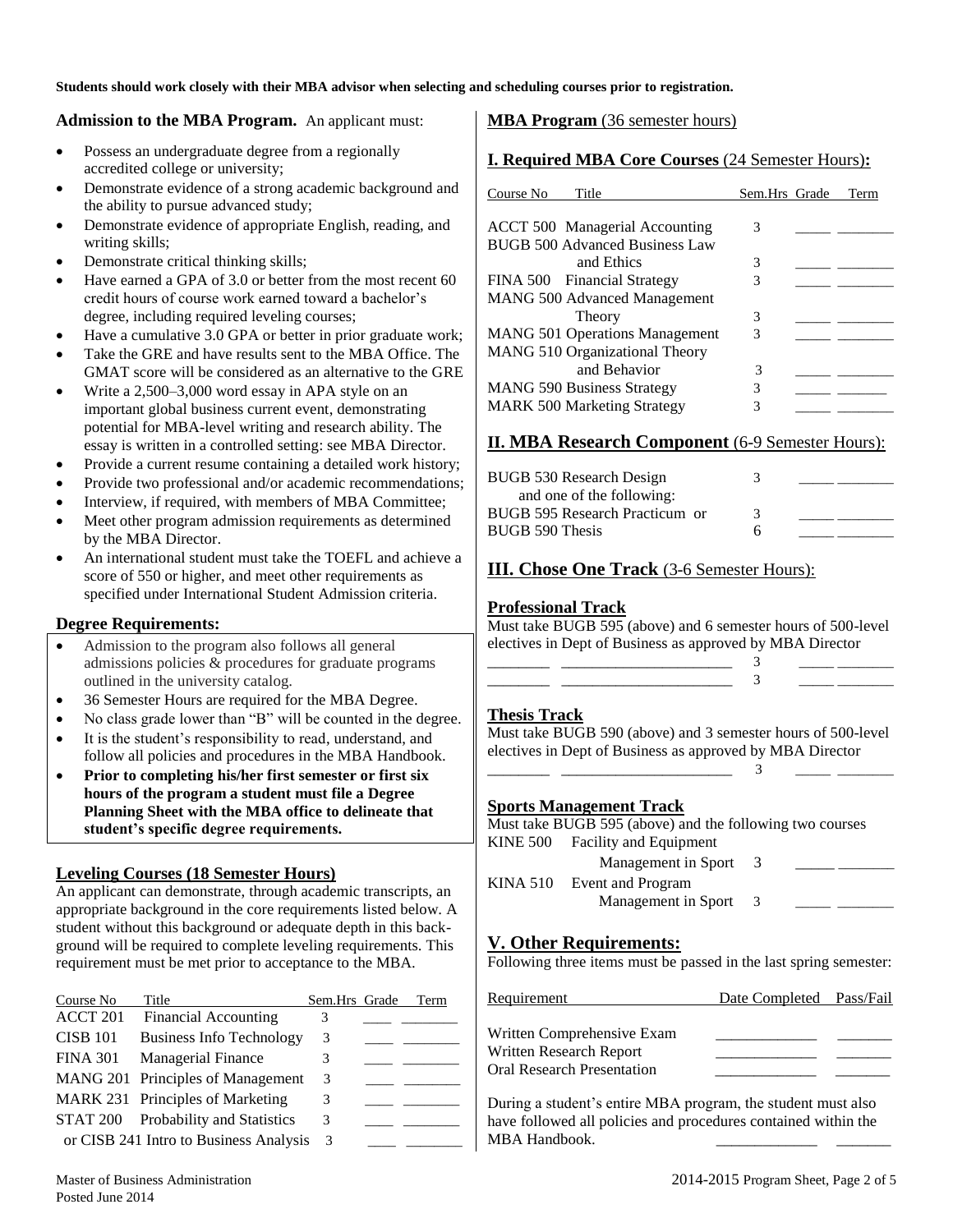**Students should work closely with their MBA advisor when selecting and scheduling courses prior to registration.**

## Admission to the MBA Program.

An applicant must:

- Possess an undergraduate degree from a regionally accredited college or university;
- Demonstrate evidence of a strong academic background and the ability to pursue advanced study;
- Demonstrate evidence of appropriate English, reading, and writing skills;
- Demonstrate critical thinking skills;
- Have earned a GPA of 3.0 or better from the most recent 60 credit hours of course work earned toward a bachelor's degree, including required leveling courses;
- Have a cumulative 3.0 GPA or better in prior graduate work;
- Take the GRE and have results sent to the MBA Office. The GMAT score will be considered as an alternative to the GRE
- Write a 2,500–3,000 word essay in APA style on an important global business current event, demonstrating potential for MBA-level writing and research ability. The essay is written in a controlled setting: see MBA Director.
- Provide a current resume containing a detailed work history;
- Provide two professional and/or academic recommendations;
- Interview, if required, with members of MBA Committee;
- Meet other program admission requirements as determined by the MBA Director.
- An international student must take the TOEFL and achieve a score of 550 or higher, and meet other requirements as specified under International Student Admission criteria.

## Degree Requirements:

- Admission to the program also follows all general admissions policies & procedures for graduate programs outlined in the university catalog.
- 36 Semester Hours are required for the MBA Degree.
- No class grade lower than "B" will be counted in the degree.
- It is the student's responsibility to read, understand, and follow all policies and procedures in the MBA Handbook.
- **Prior to completing his/her first semester or first six hours of the program a student must file a Degree Planning Sheet with the MBA office to delineate that student's specific degree requirements.**

## Leveling Courses (18 Semester Hours)

An applicant can demonstrate, through academic transcripts, an appropriate background in the core requirements listed below. A student without this background or adequate depth in this background will be required to complete leveling requirements. This requirement must be met prior to acceptance to the MBA.

| Course No | Title | Sem.Hrs | Grade | Term |
|---|---|---|---|---|
| ACCT 201 | Financial Accounting | 3 | | |
| CISB 101 | Business Info Technology | 3 | | |
| FINA 301 | Managerial Finance | 3 | | |
| MANG 201 | Principles of Management | 3 | | |
| MARK 231 | Principles of Marketing | 3 | | |
| STAT 200 | Probability and Statistics | 3 | | |
| or CISB 241 | Intro to Business Analysis | 3 | | |

## MBA Program (36 semester hours)

### I. Required MBA Core Courses (24 Semester Hours):

| Course No | Title | Sem.Hrs | Grade | Term |
|---|---|---|---|---|
| ACCT 500 | Managerial Accounting | 3 | | |
| BUGB 500 | Advanced Business Law and Ethics | 3 | | |
| FINA 500 | Financial Strategy | 3 | | |
| MANG 500 | Advanced Management Theory | 3 | | |
| MANG 501 | Operations Management | 3 | | |
| MANG 510 | Organizational Theory and Behavior | 3 | | |
| MANG 590 | Business Strategy | 3 | | |
| MARK 500 | Marketing Strategy | 3 | | |

### II. MBA Research Component (6-9 Semester Hours):

| Course No | Title | Sem.Hrs | Grade | Term |
|---|---|---|---|---|
| BUGB 530 | Research Design | 3 | | |
| | and one of the following: | | | |
| BUGB 595 | Research Practicum or | 3 | | |
| BUGB 590 | Thesis | 6 | | |

### III. Chose One Track (3-6 Semester Hours):

#### Professional Track

Must take BUGB 595 (above) and 6 semester hours of 500-level electives in Dept of Business as approved by MBA Director

| Course No | Title | Sem.Hrs | Grade | Term |
|---|---|---|---|---|
| | | 3 | | |
| | | 3 | | |

#### Thesis Track

Must take BUGB 590 (above) and 3 semester hours of 500-level electives in Dept of Business as approved by MBA Director

| Course No | Title | Sem.Hrs | Grade | Term |
|---|---|---|---|---|
| | | 3 | | |

#### Sports Management Track

Must take BUGB 595 (above) and the following two courses

| Course No | Title | Sem.Hrs | Grade | Term |
|---|---|---|---|---|
| KINE 500 | Facility and Equipment Management in Sport | 3 | | |
| KINA 510 | Event and Program Management in Sport | 3 | | |

### V. Other Requirements:

Following three items must be passed in the last spring semester:

| Requirement | Date Completed | Pass/Fail |
|---|---|---|
| Written Comprehensive Exam | | |
| Written Research Report | | |
| Oral Research Presentation | | |

During a student's entire MBA program, the student must also have followed all policies and procedures contained within the MBA Handbook. \_\_\_\_\_\_\_\_\_\_\_\_\_ \_\_\_\_\_\_\_

Master of Business Administration
Posted June 2014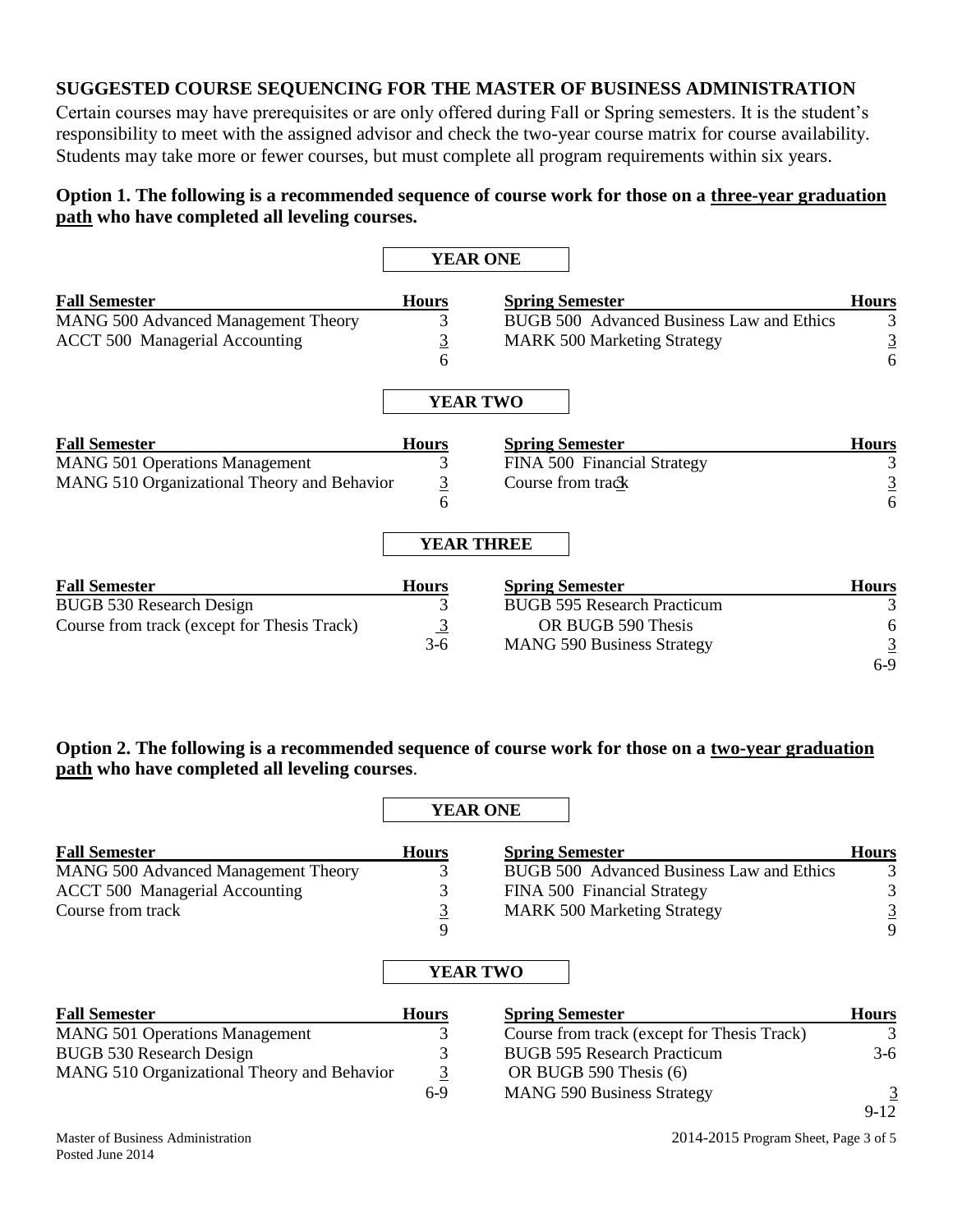## SUGGESTED COURSE SEQUENCING FOR THE MASTER OF BUSINESS ADMINISTRATION

Certain courses may have prerequisites or are only offered during Fall or Spring semesters. It is the student's responsibility to meet with the assigned advisor and check the two-year course matrix for course availability. Students may take more or fewer courses, but must complete all program requirements within six years.

### Option 1. The following is a recommended sequence of course work for those on a <u>three-year graduation path</u> who have completed all leveling courses.

**YEAR ONE**

| Fall Semester | Hours | Spring Semester | Hours |
|---|---|---|---|
| MANG 500 Advanced Management Theory | 3 | BUGB 500 Advanced Business Law and Ethics | 3 |
| ACCT 500 Managerial Accounting | 3 | MARK 500 Marketing Strategy | 3 |
| | 6 | | 6 |

**YEAR TWO**

| Fall Semester | Hours | Spring Semester | Hours |
|---|---|---|---|
| MANG 501 Operations Management | 3 | FINA 500 Financial Strategy | 3 |
| MANG 510 Organizational Theory and Behavior | 3 | Course from track | 3 |
| | 6 | | 6 |

**YEAR THREE**

| Fall Semester | Hours | Spring Semester | Hours |
|---|---|---|---|
| BUGB 530 Research Design | 3 | BUGB 595 Research Practicum | 3 |
| Course from track (except for Thesis Track) | 3 | OR BUGB 590 Thesis | 6 |
| | 3-6 | MANG 590 Business Strategy | 3 |
| | | | 6-9 |

### Option 2. The following is a recommended sequence of course work for those on a <u>two-year graduation path</u> who have completed all leveling courses.

**YEAR ONE**

| Fall Semester | Hours | Spring Semester | Hours |
|---|---|---|---|
| MANG 500 Advanced Management Theory | 3 | BUGB 500 Advanced Business Law and Ethics | 3 |
| ACCT 500 Managerial Accounting | 3 | FINA 500 Financial Strategy | 3 |
| Course from track | 3 | MARK 500 Marketing Strategy | 3 |
| | 9 | | 9 |

**YEAR TWO**

| Fall Semester | Hours | Spring Semester | Hours |
|---|---|---|---|
| MANG 501 Operations Management | 3 | Course from track (except for Thesis Track) | 3 |
| BUGB 530 Research Design | 3 | BUGB 595 Research Practicum | 3-6 |
| MANG 510 Organizational Theory and Behavior | 3 | OR BUGB 590 Thesis (6) | |
| | 6-9 | MANG 590 Business Strategy | 3 |
| | | | 9-12 |

Master of Business Administration
Posted June 2014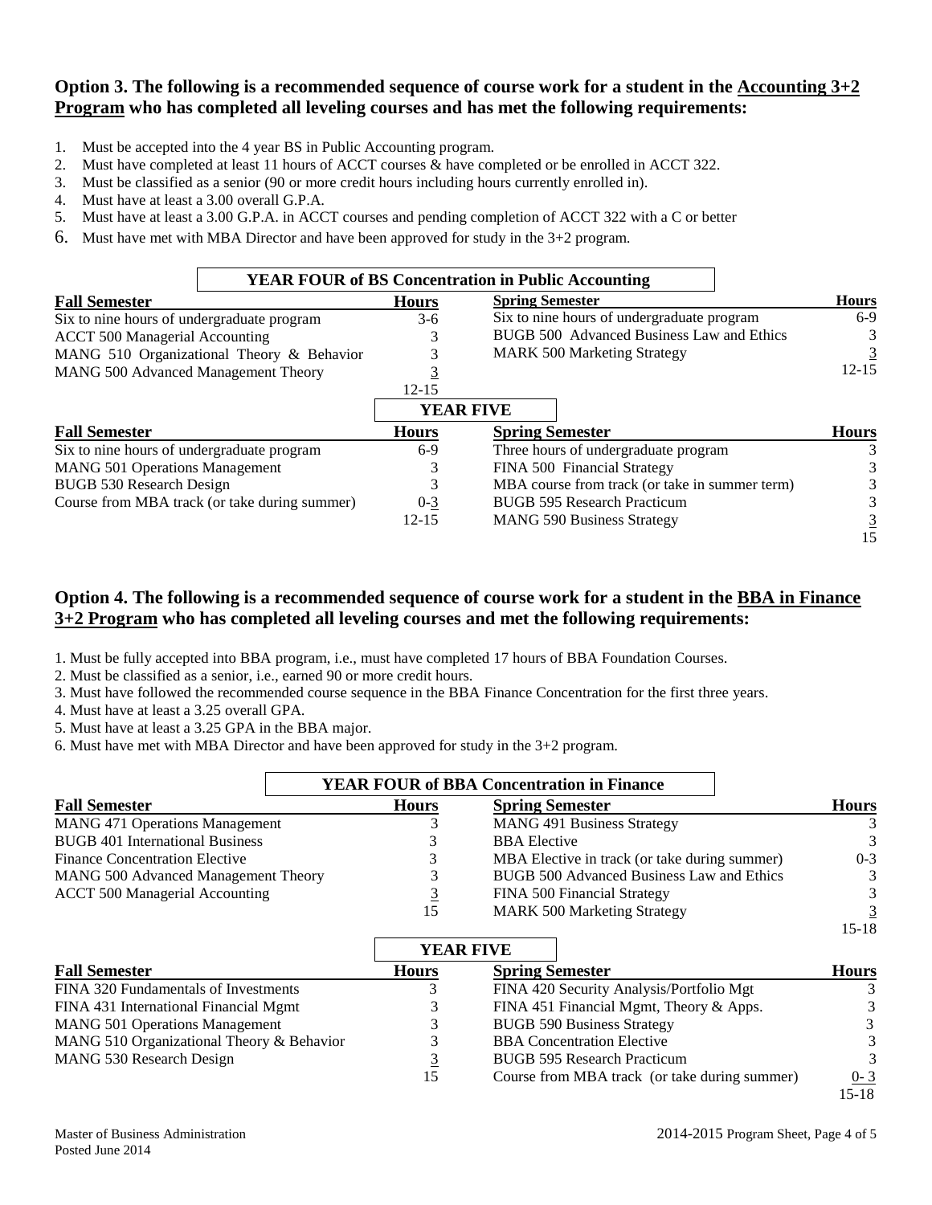### Option 3. The following is a recommended sequence of course work for a student in the Accounting 3+2 Program who has completed all leveling courses and has met the following requirements:

1. Must be accepted into the 4 year BS in Public Accounting program.
2. Must have completed at least 11 hours of ACCT courses & have completed or be enrolled in ACCT 322.
3. Must be classified as a senior (90 or more credit hours including hours currently enrolled in).
4. Must have at least a 3.00 overall G.P.A.
5. Must have at least a 3.00 G.P.A. in ACCT courses and pending completion of ACCT 322 with a C or better
6. Must have met with MBA Director and have been approved for study in the 3+2 program.

**YEAR FOUR of BS Concentration in Public Accounting**

| Fall Semester | Hours | Spring Semester | Hours |
|---|---|---|---|
| Six to nine hours of undergraduate program | 3-6 | Six to nine hours of undergraduate program | 6-9 |
| ACCT 500 Managerial Accounting | 3 | BUGB 500 Advanced Business Law and Ethics | 3 |
| MANG 510 Organizational Theory & Behavior | 3 | MARK 500 Marketing Strategy | 3 |
| MANG 500 Advanced Management Theory | 3 | | 12-15 |
| | 12-15 | | |

**YEAR FIVE**

| Fall Semester | Hours | Spring Semester | Hours |
|---|---|---|---|
| Six to nine hours of undergraduate program | 6-9 | Three hours of undergraduate program | 3 |
| MANG 501 Operations Management | 3 | FINA 500 Financial Strategy | 3 |
| BUGB 530 Research Design | 3 | MBA course from track (or take in summer term) | 3 |
| Course from MBA track (or take during summer) | 0-3 | BUGB 595 Research Practicum | 3 |
| | 12-15 | MANG 590 Business Strategy | 3 |
| | | | 15 |

### Option 4. The following is a recommended sequence of course work for a student in the BBA in Finance 3+2 Program who has completed all leveling courses and met the following requirements:

1. Must be fully accepted into BBA program, i.e., must have completed 17 hours of BBA Foundation Courses.
2. Must be classified as a senior, i.e., earned 90 or more credit hours.
3. Must have followed the recommended course sequence in the BBA Finance Concentration for the first three years.
4. Must have at least a 3.25 overall GPA.
5. Must have at least a 3.25 GPA in the BBA major.
6. Must have met with MBA Director and have been approved for study in the 3+2 program.

**YEAR FOUR of BBA Concentration in Finance**

| Fall Semester | Hours | Spring Semester | Hours |
|---|---|---|---|
| MANG 471 Operations Management | 3 | MANG 491 Business Strategy | 3 |
| BUGB 401 International Business | 3 | BBA Elective | 3 |
| Finance Concentration Elective | 3 | MBA Elective in track (or take during summer) | 0-3 |
| MANG 500 Advanced Management Theory | 3 | BUGB 500 Advanced Business Law and Ethics | 3 |
| ACCT 500 Managerial Accounting | 3 | FINA 500 Financial Strategy | 3 |
| | 15 | MARK 500 Marketing Strategy | 3 |
| | | | 15-18 |

**YEAR FIVE**

| Fall Semester | Hours | Spring Semester | Hours |
|---|---|---|---|
| FINA 320 Fundamentals of Investments | 3 | FINA 420 Security Analysis/Portfolio Mgt | 3 |
| FINA 431 International Financial Mgmt | 3 | FINA 451 Financial Mgmt, Theory & Apps. | 3 |
| MANG 501 Operations Management | 3 | BUGB 590 Business Strategy | 3 |
| MANG 510 Organizational Theory & Behavior | 3 | BBA Concentration Elective | 3 |
| MANG 530 Research Design | 3 | BUGB 595 Research Practicum | 3 |
| | 15 | Course from MBA track (or take during summer) | 0-3 |
| | | | 15-18 |

Master of Business Administration
Posted June 2014

2014-2015 Program Sheet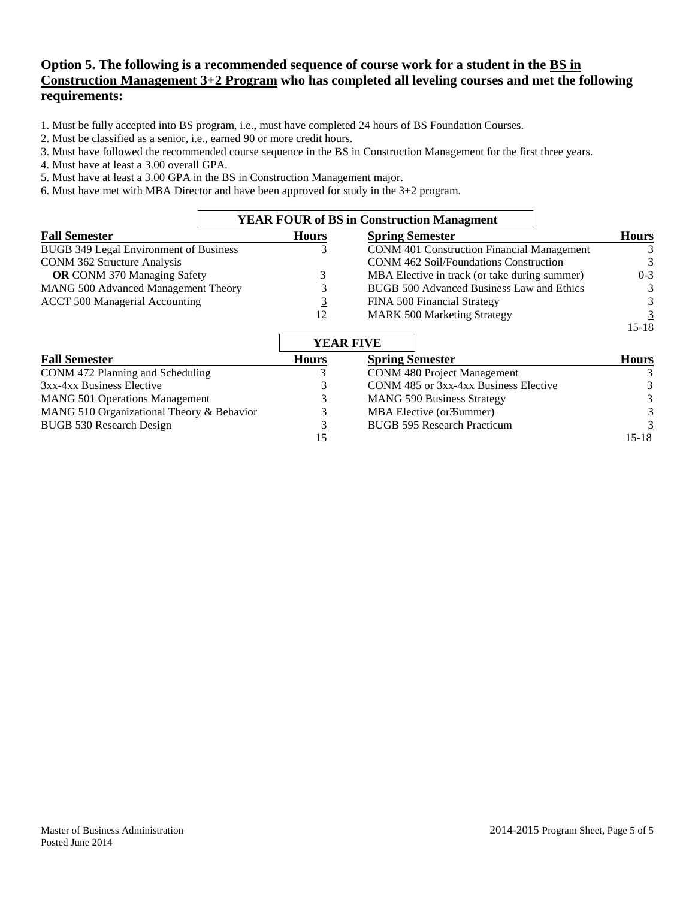**Option 5. The following is a recommended sequence of course work for a student in the BS in Construction Management 3+2 Program who has completed all leveling courses and met the following requirements:**

1. Must be fully accepted into BS program, i.e., must have completed 24 hours of BS Foundation Courses.
2. Must be classified as a senior, i.e., earned 90 or more credit hours.
3. Must have followed the recommended course sequence in the BS in Construction Management for the first three years.
4. Must have at least a 3.00 overall GPA.
5. Must have at least a 3.00 GPA in the BS in Construction Management major.
6. Must have met with MBA Director and have been approved for study in the 3+2 program.

**YEAR FOUR of BS in Construction Managment**

| Fall Semester | Hours | Spring Semester | Hours |
|---|---|---|---|
| BUGB 349 Legal Environment of Business | 3 | CONM 401 Construction Financial Management | 3 |
| CONM 362 Structure Analysis | | CONM 462 Soil/Foundations Construction | 3 |
| **OR** CONM 370 Managing Safety | 3 | MBA Elective in track (or take during summer) | 0-3 |
| MANG 500 Advanced Management Theory | 3 | BUGB 500 Advanced Business Law and Ethics | 3 |
| ACCT 500 Managerial Accounting | 3 | FINA 500 Financial Strategy | 3 |
| | 12 | MARK 500 Marketing Strategy | 3 |
| | | | 15-18 |

**YEAR FIVE**

| Fall Semester | Hours | Spring Semester | Hours |
|---|---|---|---|
| CONM 472 Planning and Scheduling | 3 | CONM 480 Project Management | 3 |
| 3xx-4xx Business Elective | 3 | CONM 485 or 3xx-4xx Business Elective | 3 |
| MANG 501 Operations Management | 3 | MANG 590 Business Strategy | 3 |
| MANG 510 Organizational Theory & Behavior | 3 | MBA Elective (or Summer) | 3 |
| BUGB 530 Research Design | 3 | BUGB 595 Research Practicum | 3 |
| | 15 | | 15-18 |

Master of Business Administration
Posted June 2014